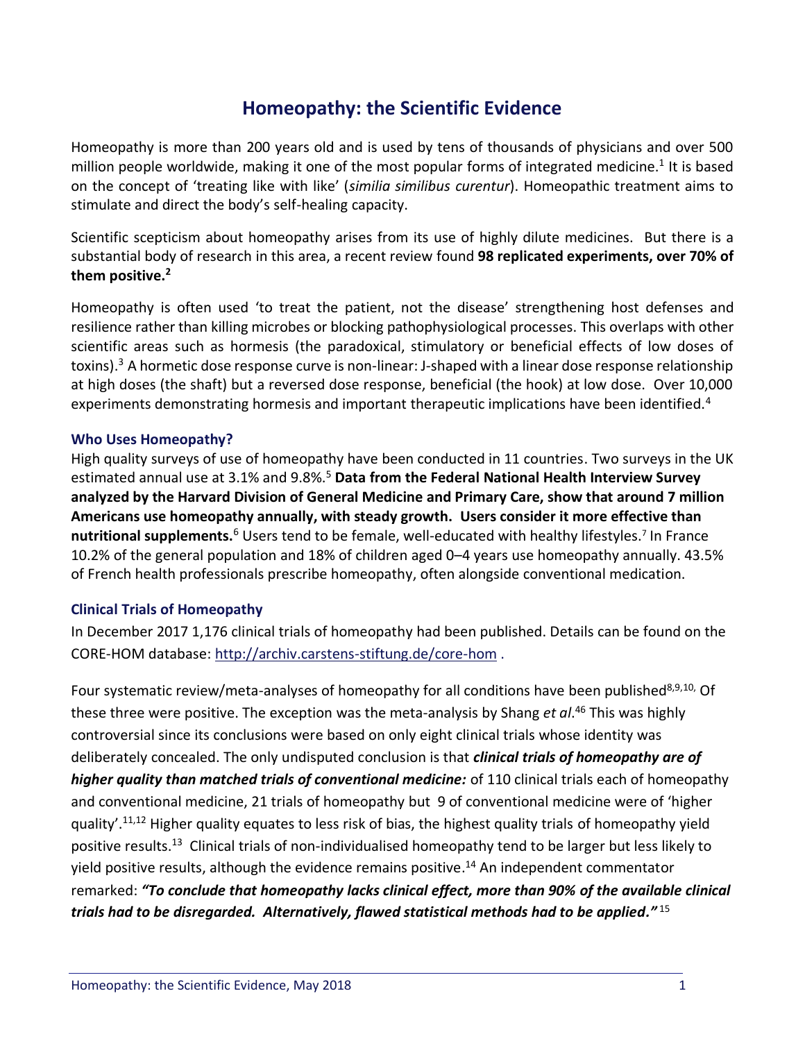# Homeopathy: the Scientific Evidence

Homeopathy is more than 200 years old and is used by tens of thousands of physicians and over 500 million people worldwide, making it one of the most popular forms of integrated medicine.[1] It is based on the concept of 'treating like with like' (*similia similibus curentur*). Homeopathic treatment aims to stimulate and direct the body's self-healing capacity.

Scientific scepticism about homeopathy arises from its use of highly dilute medicines. But there is a substantial body of research in this area, a recent review found **98 replicated experiments, over 70% of them positive.[2]**

Homeopathy is often used 'to treat the patient, not the disease' strengthening host defenses and resilience rather than killing microbes or blocking pathophysiological processes. This overlaps with other scientific areas such as hormesis (the paradoxical, stimulatory or beneficial effects of low doses of toxins).[3] A hormetic dose response curve is non-linear: J-shaped with a linear dose response relationship at high doses (the shaft) but a reversed dose response, beneficial (the hook) at low dose. Over 10,000 experiments demonstrating hormesis and important therapeutic implications have been identified.[4]

### Who Uses Homeopathy?

High quality surveys of use of homeopathy have been conducted in 11 countries. Two surveys in the UK estimated annual use at 3.1% and 9.8%.[5] **Data from the Federal National Health Interview Survey analyzed by the Harvard Division of General Medicine and Primary Care, show that around 7 million Americans use homeopathy annually, with steady growth. Users consider it more effective than nutritional supplements.**[6] Users tend to be female, well-educated with healthy lifestyles.[7] In France 10.2% of the general population and 18% of children aged 0–4 years use homeopathy annually. 43.5% of French health professionals prescribe homeopathy, often alongside conventional medication.

### Clinical Trials of Homeopathy

In December 2017 1,176 clinical trials of homeopathy had been published. Details can be found on the CORE-HOM database: http://archiv.carstens-stiftung.de/core-hom .

Four systematic review/meta-analyses of homeopathy for all conditions have been published[8,9,10,] Of these three were positive. The exception was the meta-analysis by Shang *et al*.[46] This was highly controversial since its conclusions were based on only eight clinical trials whose identity was deliberately concealed. The only undisputed conclusion is that ***clinical trials of homeopathy are of higher quality than matched trials of conventional medicine:*** of 110 clinical trials each of homeopathy and conventional medicine, 21 trials of homeopathy but 9 of conventional medicine were of 'higher quality'.[11,12] Higher quality equates to less risk of bias, the highest quality trials of homeopathy yield positive results.[13] Clinical trials of non-individualised homeopathy tend to be larger but less likely to yield positive results, although the evidence remains positive.[14] An independent commentator remarked: ***"To conclude that homeopathy lacks clinical effect, more than 90% of the available clinical trials had to be disregarded. Alternatively, flawed statistical methods had to be applied."***[15]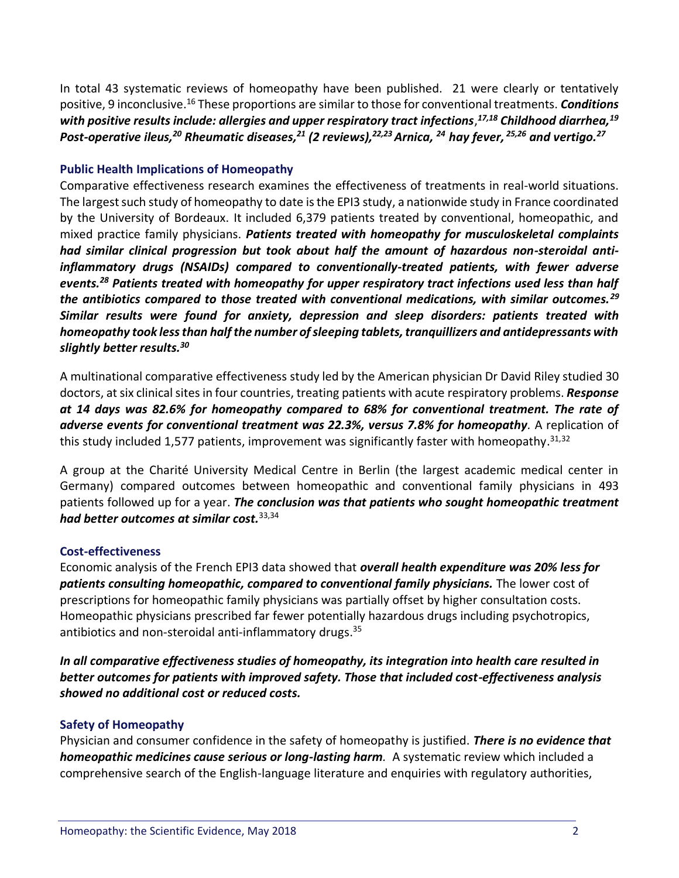In total 43 systematic reviews of homeopathy have been published. 21 were clearly or tentatively positive, 9 inconclusive.[16] These proportions are similar to those for conventional treatments. ***Conditions with positive results include: allergies and upper respiratory tract infections**,[17,18] **Childhood diarrhea,**[19] **Post-operative ileus,**[20] **Rheumatic diseases,**[21] **(2 reviews),**[22,23] **Arnica,**[24] **hay fever,**[25,26] **and vertigo.**[27]*

### Public Health Implications of Homeopathy

Comparative effectiveness research examines the effectiveness of treatments in real-world situations. The largest such study of homeopathy to date is the EPI3 study, a nationwide study in France coordinated by the University of Bordeaux. It included 6,379 patients treated by conventional, homeopathic, and mixed practice family physicians. ***Patients treated with homeopathy for musculoskeletal complaints had similar clinical progression but took about half the amount of hazardous non-steroidal anti-inflammatory drugs (NSAIDs) compared to conventionally-treated patients, with fewer adverse events.**[28] **Patients treated with homeopathy for upper respiratory tract infections used less than half the antibiotics compared to those treated with conventional medications, with similar outcomes.**[29] **Similar results were found for anxiety, depression and sleep disorders: patients treated with homeopathy took less than half the number of sleeping tablets, tranquillizers and antidepressants with slightly better results.**[30]*

A multinational comparative effectiveness study led by the American physician Dr David Riley studied 30 doctors, at six clinical sites in four countries, treating patients with acute respiratory problems. ***Response at 14 days was 82.6% for homeopathy compared to 68% for conventional treatment. The rate of adverse events for conventional treatment was 22.3%, versus 7.8% for homeopathy***. A replication of this study included 1,577 patients, improvement was significantly faster with homeopathy.[31,32]

A group at the Charité University Medical Centre in Berlin (the largest academic medical center in Germany) compared outcomes between homeopathic and conventional family physicians in 493 patients followed up for a year. ***The conclusion was that patients who sought homeopathic treatment had better outcomes at similar cost.***[33,34]

### Cost-effectiveness

Economic analysis of the French EPI3 data showed that ***overall health expenditure was 20% less for patients consulting homeopathic, compared to conventional family physicians.*** The lower cost of prescriptions for homeopathic family physicians was partially offset by higher consultation costs. Homeopathic physicians prescribed far fewer potentially hazardous drugs including psychotropics, antibiotics and non-steroidal anti-inflammatory drugs.[35]

***In all comparative effectiveness studies of homeopathy, its integration into health care resulted in better outcomes for patients with improved safety. Those that included cost-effectiveness analysis showed no additional cost or reduced costs.***

### Safety of Homeopathy

Physician and consumer confidence in the safety of homeopathy is justified. ***There is no evidence that homeopathic medicines cause serious or long-lasting harm**.* A systematic review which included a comprehensive search of the English-language literature and enquiries with regulatory authorities,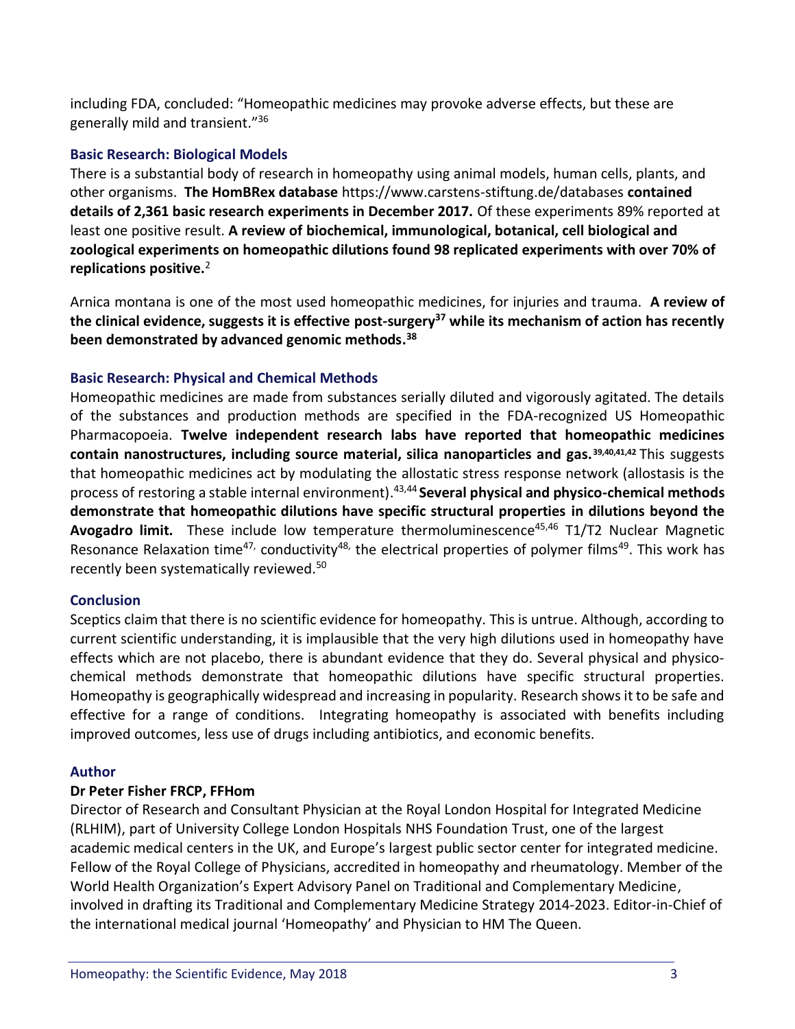including FDA, concluded: "Homeopathic medicines may provoke adverse effects, but these are generally mild and transient."[36]

### Basic Research: Biological Models

There is a substantial body of research in homeopathy using animal models, human cells, plants, and other organisms. **The HomBRex database** https://www.carstens-stiftung.de/databases **contained details of 2,361 basic research experiments in December 2017.** Of these experiments 89% reported at least one positive result. **A review of biochemical, immunological, botanical, cell biological and zoological experiments on homeopathic dilutions found 98 replicated experiments with over 70% of replications positive.**[2]

Arnica montana is one of the most used homeopathic medicines, for injuries and trauma. **A review of the clinical evidence, suggests it is effective post-surgery[37] while its mechanism of action has recently been demonstrated by advanced genomic methods.[38]**

### Basic Research: Physical and Chemical Methods

Homeopathic medicines are made from substances serially diluted and vigorously agitated. The details of the substances and production methods are specified in the FDA-recognized US Homeopathic Pharmacopoeia. **Twelve independent research labs have reported that homeopathic medicines contain nanostructures, including source material, silica nanoparticles and gas.[39,40,41,42]** This suggests that homeopathic medicines act by modulating the allostatic stress response network (allostasis is the process of restoring a stable internal environment).[43,44] **Several physical and physico-chemical methods demonstrate that homeopathic dilutions have specific structural properties in dilutions beyond the Avogadro limit.** These include low temperature thermoluminescence[45,46] T1/T2 Nuclear Magnetic Resonance Relaxation time[47], conductivity[48], the electrical properties of polymer films[49]. This work has recently been systematically reviewed.[50]

### Conclusion

Sceptics claim that there is no scientific evidence for homeopathy. This is untrue. Although, according to current scientific understanding, it is implausible that the very high dilutions used in homeopathy have effects which are not placebo, there is abundant evidence that they do. Several physical and physico-chemical methods demonstrate that homeopathic dilutions have specific structural properties. Homeopathy is geographically widespread and increasing in popularity. Research shows it to be safe and effective for a range of conditions. Integrating homeopathy is associated with benefits including improved outcomes, less use of drugs including antibiotics, and economic benefits.

### Author

**Dr Peter Fisher FRCP, FFHom**

Director of Research and Consultant Physician at the Royal London Hospital for Integrated Medicine (RLHIM), part of University College London Hospitals NHS Foundation Trust, one of the largest academic medical centers in the UK, and Europe's largest public sector center for integrated medicine. Fellow of the Royal College of Physicians, accredited in homeopathy and rheumatology. Member of the World Health Organization's Expert Advisory Panel on Traditional and Complementary Medicine, involved in drafting its Traditional and Complementary Medicine Strategy 2014-2023. Editor-in-Chief of the international medical journal 'Homeopathy' and Physician to HM The Queen.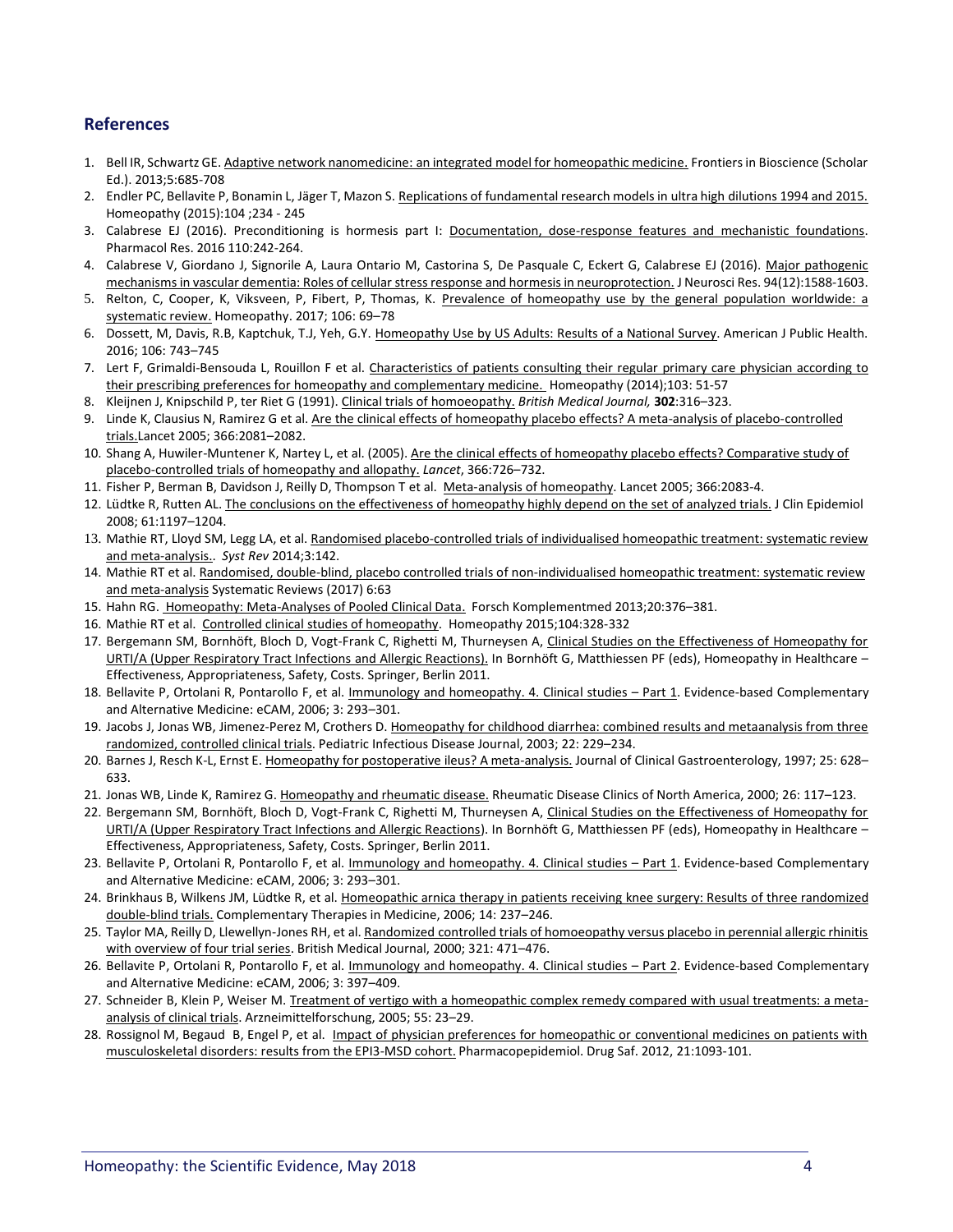## References

1. Bell IR, Schwartz GE. Adaptive network nanomedicine: an integrated model for homeopathic medicine. Frontiers in Bioscience (Scholar Ed.). 2013;5:685-708
2. Endler PC, Bellavite P, Bonamin L, Jäger T, Mazon S. Replications of fundamental research models in ultra high dilutions 1994 and 2015. Homeopathy (2015):104 ;234 - 245
3. Calabrese EJ (2016). Preconditioning is hormesis part I: Documentation, dose-response features and mechanistic foundations. Pharmacol Res. 2016 110:242-264.
4. Calabrese V, Giordano J, Signorile A, Laura Ontario M, Castorina S, De Pasquale C, Eckert G, Calabrese EJ (2016). Major pathogenic mechanisms in vascular dementia: Roles of cellular stress response and hormesis in neuroprotection. J Neurosci Res. 94(12):1588-1603.
5. Relton, C, Cooper, K, Viksveen, P, Fibert, P, Thomas, K. Prevalence of homeopathy use by the general population worldwide: a systematic review. Homeopathy. 2017; 106: 69–78
6. Dossett, M, Davis, R.B, Kaptchuk, T.J, Yeh, G.Y. Homeopathy Use by US Adults: Results of a National Survey. American J Public Health. 2016; 106: 743–745
7. Lert F, Grimaldi-Bensouda L, Rouillon F et al. Characteristics of patients consulting their regular primary care physician according to their prescribing preferences for homeopathy and complementary medicine. Homeopathy (2014);103: 51-57
8. Kleijnen J, Knipschild P, ter Riet G (1991). Clinical trials of homoeopathy. *British Medical Journal,* **302**:316–323.
9. Linde K, Clausius N, Ramirez G et al. Are the clinical effects of homeopathy placebo effects? A meta-analysis of placebo-controlled trials.Lancet 2005; 366:2081–2082.
10. Shang A, Huwiler-Muntener K, Nartey L, et al. (2005). Are the clinical effects of homeopathy placebo effects? Comparative study of placebo-controlled trials of homeopathy and allopathy. *Lancet*, 366:726–732.
11. Fisher P, Berman B, Davidson J, Reilly D, Thompson T et al. Meta-analysis of homeopathy. Lancet 2005; 366:2083-4.
12. Lüdtke R, Rutten AL. The conclusions on the effectiveness of homeopathy highly depend on the set of analyzed trials. J Clin Epidemiol 2008; 61:1197–1204.
13. Mathie RT, Lloyd SM, Legg LA, et al. Randomised placebo-controlled trials of individualised homeopathic treatment: systematic review and meta-analysis.. *Syst Rev* 2014;3:142.
14. Mathie RT et al. Randomised, double-blind, placebo controlled trials of non-individualised homeopathic treatment: systematic review and meta-analysis Systematic Reviews (2017) 6:63
15. Hahn RG. Homeopathy: Meta-Analyses of Pooled Clinical Data. Forsch Komplementmed 2013;20:376–381.
16. Mathie RT et al. Controlled clinical studies of homeopathy. Homeopathy 2015;104:328-332
17. Bergemann SM, Bornhöft, Bloch D, Vogt-Frank C, Righetti M, Thurneysen A, Clinical Studies on the Effectiveness of Homeopathy for URTI/A (Upper Respiratory Tract Infections and Allergic Reactions). In Bornhöft G, Matthiessen PF (eds), Homeopathy in Healthcare – Effectiveness, Appropriateness, Safety, Costs. Springer, Berlin 2011.
18. Bellavite P, Ortolani R, Pontarollo F, et al. Immunology and homeopathy. 4. Clinical studies – Part 1. Evidence-based Complementary and Alternative Medicine: eCAM, 2006; 3: 293–301.
19. Jacobs J, Jonas WB, Jimenez-Perez M, Crothers D. Homeopathy for childhood diarrhea: combined results and metaanalysis from three randomized, controlled clinical trials. Pediatric Infectious Disease Journal, 2003; 22: 229–234.
20. Barnes J, Resch K-L, Ernst E. Homeopathy for postoperative ileus? A meta-analysis. Journal of Clinical Gastroenterology, 1997; 25: 628–633.
21. Jonas WB, Linde K, Ramirez G. Homeopathy and rheumatic disease. Rheumatic Disease Clinics of North America, 2000; 26: 117–123.
22. Bergemann SM, Bornhöft, Bloch D, Vogt-Frank C, Righetti M, Thurneysen A, Clinical Studies on the Effectiveness of Homeopathy for URTI/A (Upper Respiratory Tract Infections and Allergic Reactions). In Bornhöft G, Matthiessen PF (eds), Homeopathy in Healthcare – Effectiveness, Appropriateness, Safety, Costs. Springer, Berlin 2011.
23. Bellavite P, Ortolani R, Pontarollo F, et al. Immunology and homeopathy. 4. Clinical studies – Part 1. Evidence-based Complementary and Alternative Medicine: eCAM, 2006; 3: 293–301.
24. Brinkhaus B, Wilkens JM, Lüdtke R, et al. Homeopathic arnica therapy in patients receiving knee surgery: Results of three randomized double-blind trials. Complementary Therapies in Medicine, 2006; 14: 237–246.
25. Taylor MA, Reilly D, Llewellyn-Jones RH, et al. Randomized controlled trials of homoeopathy versus placebo in perennial allergic rhinitis with overview of four trial series. British Medical Journal, 2000; 321: 471–476.
26. Bellavite P, Ortolani R, Pontarollo F, et al. Immunology and homeopathy. 4. Clinical studies – Part 2. Evidence-based Complementary and Alternative Medicine: eCAM, 2006; 3: 397–409.
27. Schneider B, Klein P, Weiser M. Treatment of vertigo with a homeopathic complex remedy compared with usual treatments: a meta-analysis of clinical trials. Arzneimittelforschung, 2005; 55: 23–29.
28. Rossignol M, Begaud B, Engel P, et al. Impact of physician preferences for homeopathic or conventional medicines on patients with musculoskeletal disorders: results from the EPI3-MSD cohort. Pharmacopepidemiol. Drug Saf. 2012, 21:1093-101.